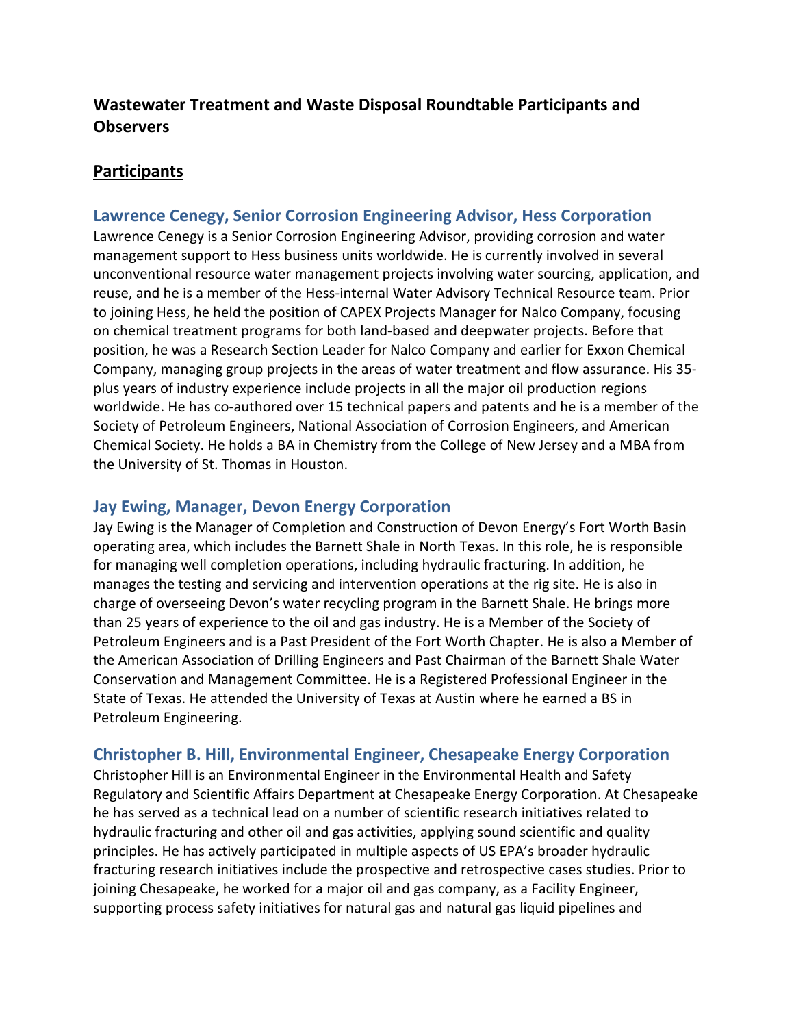# Wastewater Treatment and Waste Disposal Roundtable Participants and Observers

## Participants

### Lawrence Cenegy, Senior Corrosion Engineering Advisor, Hess Corporation

Lawrence Cenegy is a Senior Corrosion Engineering Advisor, providing corrosion and water management support to Hess business units worldwide. He is currently involved in several unconventional resource water management projects involving water sourcing, application, and reuse, and he is a member of the Hess-internal Water Advisory Technical Resource team. Prior to joining Hess, he held the position of CAPEX Projects Manager for Nalco Company, focusing on chemical treatment programs for both land-based and deepwater projects. Before that position, he was a Research Section Leader for Nalco Company and earlier for Exxon Chemical Company, managing group projects in the areas of water treatment and flow assurance. His 35-plus years of industry experience include projects in all the major oil production regions worldwide. He has co-authored over 15 technical papers and patents and he is a member of the Society of Petroleum Engineers, National Association of Corrosion Engineers, and American Chemical Society. He holds a BA in Chemistry from the College of New Jersey and a MBA from the University of St. Thomas in Houston.

### Jay Ewing, Manager, Devon Energy Corporation

Jay Ewing is the Manager of Completion and Construction of Devon Energy's Fort Worth Basin operating area, which includes the Barnett Shale in North Texas. In this role, he is responsible for managing well completion operations, including hydraulic fracturing. In addition, he manages the testing and servicing and intervention operations at the rig site. He is also in charge of overseeing Devon's water recycling program in the Barnett Shale. He brings more than 25 years of experience to the oil and gas industry. He is a Member of the Society of Petroleum Engineers and is a Past President of the Fort Worth Chapter. He is also a Member of the American Association of Drilling Engineers and Past Chairman of the Barnett Shale Water Conservation and Management Committee. He is a Registered Professional Engineer in the State of Texas. He attended the University of Texas at Austin where he earned a BS in Petroleum Engineering.

### Christopher B. Hill, Environmental Engineer, Chesapeake Energy Corporation

Christopher Hill is an Environmental Engineer in the Environmental Health and Safety Regulatory and Scientific Affairs Department at Chesapeake Energy Corporation. At Chesapeake he has served as a technical lead on a number of scientific research initiatives related to hydraulic fracturing and other oil and gas activities, applying sound scientific and quality principles. He has actively participated in multiple aspects of US EPA's broader hydraulic fracturing research initiatives include the prospective and retrospective cases studies. Prior to joining Chesapeake, he worked for a major oil and gas company, as a Facility Engineer, supporting process safety initiatives for natural gas and natural gas liquid pipelines and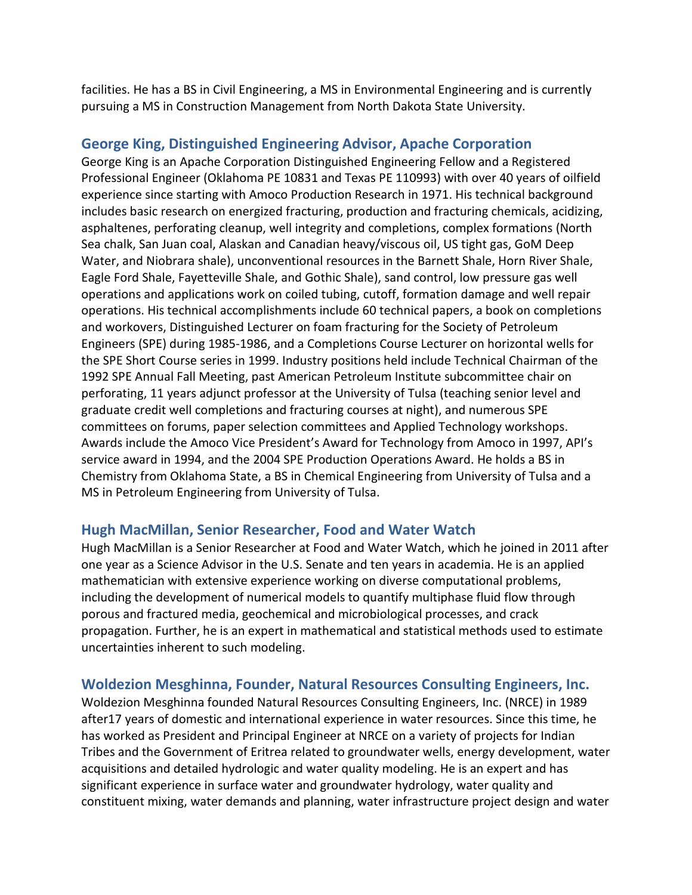facilities. He has a BS in Civil Engineering, a MS in Environmental Engineering and is currently pursuing a MS in Construction Management from North Dakota State University.

### George King, Distinguished Engineering Advisor, Apache Corporation

George King is an Apache Corporation Distinguished Engineering Fellow and a Registered Professional Engineer (Oklahoma PE 10831 and Texas PE 110993) with over 40 years of oilfield experience since starting with Amoco Production Research in 1971. His technical background includes basic research on energized fracturing, production and fracturing chemicals, acidizing, asphaltenes, perforating cleanup, well integrity and completions, complex formations (North Sea chalk, San Juan coal, Alaskan and Canadian heavy/viscous oil, US tight gas, GoM Deep Water, and Niobrara shale), unconventional resources in the Barnett Shale, Horn River Shale, Eagle Ford Shale, Fayetteville Shale, and Gothic Shale), sand control, low pressure gas well operations and applications work on coiled tubing, cutoff, formation damage and well repair operations. His technical accomplishments include 60 technical papers, a book on completions and workovers, Distinguished Lecturer on foam fracturing for the Society of Petroleum Engineers (SPE) during 1985-1986, and a Completions Course Lecturer on horizontal wells for the SPE Short Course series in 1999. Industry positions held include Technical Chairman of the 1992 SPE Annual Fall Meeting, past American Petroleum Institute subcommittee chair on perforating, 11 years adjunct professor at the University of Tulsa (teaching senior level and graduate credit well completions and fracturing courses at night), and numerous SPE committees on forums, paper selection committees and Applied Technology workshops. Awards include the Amoco Vice President's Award for Technology from Amoco in 1997, API's service award in 1994, and the 2004 SPE Production Operations Award. He holds a BS in Chemistry from Oklahoma State, a BS in Chemical Engineering from University of Tulsa and a MS in Petroleum Engineering from University of Tulsa.

### Hugh MacMillan, Senior Researcher, Food and Water Watch

Hugh MacMillan is a Senior Researcher at Food and Water Watch, which he joined in 2011 after one year as a Science Advisor in the U.S. Senate and ten years in academia. He is an applied mathematician with extensive experience working on diverse computational problems, including the development of numerical models to quantify multiphase fluid flow through porous and fractured media, geochemical and microbiological processes, and crack propagation. Further, he is an expert in mathematical and statistical methods used to estimate uncertainties inherent to such modeling.

### Woldezion Mesghinna, Founder, Natural Resources Consulting Engineers, Inc.

Woldezion Mesghinna founded Natural Resources Consulting Engineers, Inc. (NRCE) in 1989 after17 years of domestic and international experience in water resources. Since this time, he has worked as President and Principal Engineer at NRCE on a variety of projects for Indian Tribes and the Government of Eritrea related to groundwater wells, energy development, water acquisitions and detailed hydrologic and water quality modeling. He is an expert and has significant experience in surface water and groundwater hydrology, water quality and constituent mixing, water demands and planning, water infrastructure project design and water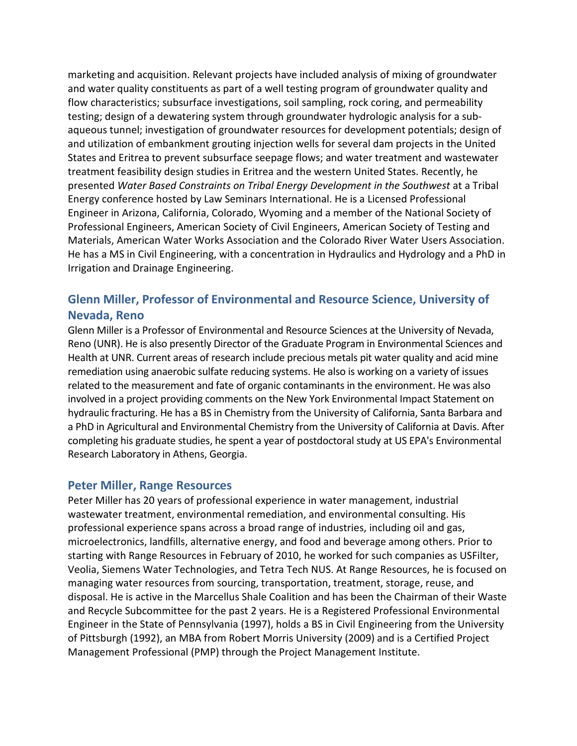marketing and acquisition. Relevant projects have included analysis of mixing of groundwater and water quality constituents as part of a well testing program of groundwater quality and flow characteristics; subsurface investigations, soil sampling, rock coring, and permeability testing; design of a dewatering system through groundwater hydrologic analysis for a sub-aqueous tunnel; investigation of groundwater resources for development potentials; design of and utilization of embankment grouting injection wells for several dam projects in the United States and Eritrea to prevent subsurface seepage flows; and water treatment and wastewater treatment feasibility design studies in Eritrea and the western United States. Recently, he presented *Water Based Constraints on Tribal Energy Development in the Southwest* at a Tribal Energy conference hosted by Law Seminars International. He is a Licensed Professional Engineer in Arizona, California, Colorado, Wyoming and a member of the National Society of Professional Engineers, American Society of Civil Engineers, American Society of Testing and Materials, American Water Works Association and the Colorado River Water Users Association. He has a MS in Civil Engineering, with a concentration in Hydraulics and Hydrology and a PhD in Irrigation and Drainage Engineering.

## Glenn Miller, Professor of Environmental and Resource Science, University of Nevada, Reno

Glenn Miller is a Professor of Environmental and Resource Sciences at the University of Nevada, Reno (UNR). He is also presently Director of the Graduate Program in Environmental Sciences and Health at UNR. Current areas of research include precious metals pit water quality and acid mine remediation using anaerobic sulfate reducing systems. He also is working on a variety of issues related to the measurement and fate of organic contaminants in the environment. He was also involved in a project providing comments on the New York Environmental Impact Statement on hydraulic fracturing. He has a BS in Chemistry from the University of California, Santa Barbara and a PhD in Agricultural and Environmental Chemistry from the University of California at Davis. After completing his graduate studies, he spent a year of postdoctoral study at US EPA's Environmental Research Laboratory in Athens, Georgia.

## Peter Miller, Range Resources

Peter Miller has 20 years of professional experience in water management, industrial wastewater treatment, environmental remediation, and environmental consulting. His professional experience spans across a broad range of industries, including oil and gas, microelectronics, landfills, alternative energy, and food and beverage among others. Prior to starting with Range Resources in February of 2010, he worked for such companies as USFilter, Veolia, Siemens Water Technologies, and Tetra Tech NUS. At Range Resources, he is focused on managing water resources from sourcing, transportation, treatment, storage, reuse, and disposal. He is active in the Marcellus Shale Coalition and has been the Chairman of their Waste and Recycle Subcommittee for the past 2 years. He is a Registered Professional Environmental Engineer in the State of Pennsylvania (1997), holds a BS in Civil Engineering from the University of Pittsburgh (1992), an MBA from Robert Morris University (2009) and is a Certified Project Management Professional (PMP) through the Project Management Institute.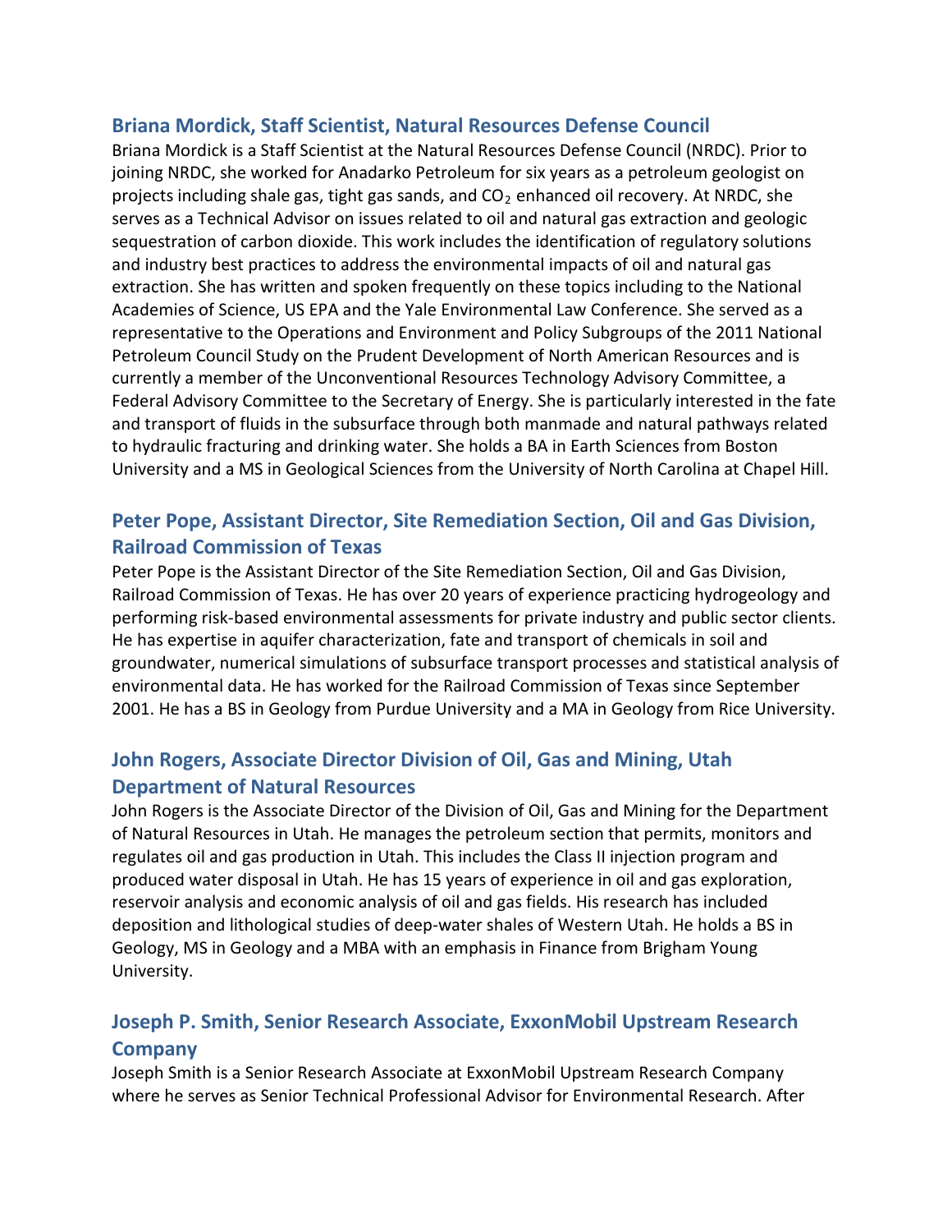## Briana Mordick, Staff Scientist, Natural Resources Defense Council

Briana Mordick is a Staff Scientist at the Natural Resources Defense Council (NRDC). Prior to joining NRDC, she worked for Anadarko Petroleum for six years as a petroleum geologist on projects including shale gas, tight gas sands, and $CO_2$ enhanced oil recovery. At NRDC, she serves as a Technical Advisor on issues related to oil and natural gas extraction and geologic sequestration of carbon dioxide. This work includes the identification of regulatory solutions and industry best practices to address the environmental impacts of oil and natural gas extraction. She has written and spoken frequently on these topics including to the National Academies of Science, US EPA and the Yale Environmental Law Conference. She served as a representative to the Operations and Environment and Policy Subgroups of the 2011 National Petroleum Council Study on the Prudent Development of North American Resources and is currently a member of the Unconventional Resources Technology Advisory Committee, a Federal Advisory Committee to the Secretary of Energy. She is particularly interested in the fate and transport of fluids in the subsurface through both manmade and natural pathways related to hydraulic fracturing and drinking water. She holds a BA in Earth Sciences from Boston University and a MS in Geological Sciences from the University of North Carolina at Chapel Hill.

## Peter Pope, Assistant Director, Site Remediation Section, Oil and Gas Division, Railroad Commission of Texas

Peter Pope is the Assistant Director of the Site Remediation Section, Oil and Gas Division, Railroad Commission of Texas. He has over 20 years of experience practicing hydrogeology and performing risk-based environmental assessments for private industry and public sector clients. He has expertise in aquifer characterization, fate and transport of chemicals in soil and groundwater, numerical simulations of subsurface transport processes and statistical analysis of environmental data. He has worked for the Railroad Commission of Texas since September 2001. He has a BS in Geology from Purdue University and a MA in Geology from Rice University.

## John Rogers, Associate Director Division of Oil, Gas and Mining, Utah Department of Natural Resources

John Rogers is the Associate Director of the Division of Oil, Gas and Mining for the Department of Natural Resources in Utah. He manages the petroleum section that permits, monitors and regulates oil and gas production in Utah. This includes the Class II injection program and produced water disposal in Utah. He has 15 years of experience in oil and gas exploration, reservoir analysis and economic analysis of oil and gas fields. His research has included deposition and lithological studies of deep-water shales of Western Utah. He holds a BS in Geology, MS in Geology and a MBA with an emphasis in Finance from Brigham Young University.

## Joseph P. Smith, Senior Research Associate, ExxonMobil Upstream Research Company

Joseph Smith is a Senior Research Associate at ExxonMobil Upstream Research Company where he serves as Senior Technical Professional Advisor for Environmental Research. After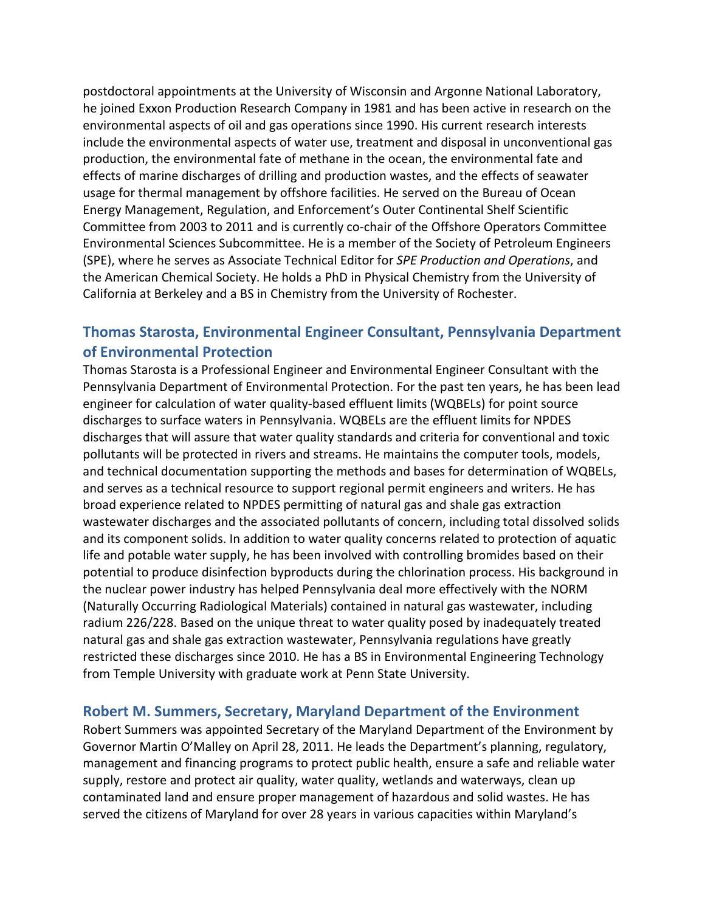postdoctoral appointments at the University of Wisconsin and Argonne National Laboratory, he joined Exxon Production Research Company in 1981 and has been active in research on the environmental aspects of oil and gas operations since 1990. His current research interests include the environmental aspects of water use, treatment and disposal in unconventional gas production, the environmental fate of methane in the ocean, the environmental fate and effects of marine discharges of drilling and production wastes, and the effects of seawater usage for thermal management by offshore facilities. He served on the Bureau of Ocean Energy Management, Regulation, and Enforcement's Outer Continental Shelf Scientific Committee from 2003 to 2011 and is currently co-chair of the Offshore Operators Committee Environmental Sciences Subcommittee. He is a member of the Society of Petroleum Engineers (SPE), where he serves as Associate Technical Editor for *SPE Production and Operations*, and the American Chemical Society. He holds a PhD in Physical Chemistry from the University of California at Berkeley and a BS in Chemistry from the University of Rochester.

## Thomas Starosta, Environmental Engineer Consultant, Pennsylvania Department of Environmental Protection

Thomas Starosta is a Professional Engineer and Environmental Engineer Consultant with the Pennsylvania Department of Environmental Protection. For the past ten years, he has been lead engineer for calculation of water quality-based effluent limits (WQBELs) for point source discharges to surface waters in Pennsylvania. WQBELs are the effluent limits for NPDES discharges that will assure that water quality standards and criteria for conventional and toxic pollutants will be protected in rivers and streams. He maintains the computer tools, models, and technical documentation supporting the methods and bases for determination of WQBELs, and serves as a technical resource to support regional permit engineers and writers. He has broad experience related to NPDES permitting of natural gas and shale gas extraction wastewater discharges and the associated pollutants of concern, including total dissolved solids and its component solids. In addition to water quality concerns related to protection of aquatic life and potable water supply, he has been involved with controlling bromides based on their potential to produce disinfection byproducts during the chlorination process. His background in the nuclear power industry has helped Pennsylvania deal more effectively with the NORM (Naturally Occurring Radiological Materials) contained in natural gas wastewater, including radium 226/228. Based on the unique threat to water quality posed by inadequately treated natural gas and shale gas extraction wastewater, Pennsylvania regulations have greatly restricted these discharges since 2010. He has a BS in Environmental Engineering Technology from Temple University with graduate work at Penn State University.

## Robert M. Summers, Secretary, Maryland Department of the Environment

Robert Summers was appointed Secretary of the Maryland Department of the Environment by Governor Martin O'Malley on April 28, 2011. He leads the Department's planning, regulatory, management and financing programs to protect public health, ensure a safe and reliable water supply, restore and protect air quality, water quality, wetlands and waterways, clean up contaminated land and ensure proper management of hazardous and solid wastes. He has served the citizens of Maryland for over 28 years in various capacities within Maryland's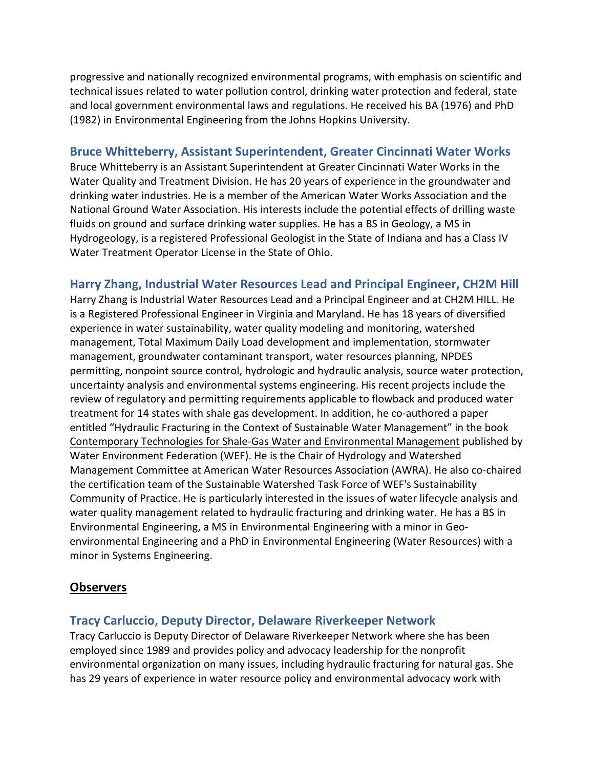progressive and nationally recognized environmental programs, with emphasis on scientific and technical issues related to water pollution control, drinking water protection and federal, state and local government environmental laws and regulations. He received his BA (1976) and PhD (1982) in Environmental Engineering from the Johns Hopkins University.

### Bruce Whitteberry, Assistant Superintendent, Greater Cincinnati Water Works

Bruce Whitteberry is an Assistant Superintendent at Greater Cincinnati Water Works in the Water Quality and Treatment Division. He has 20 years of experience in the groundwater and drinking water industries. He is a member of the American Water Works Association and the National Ground Water Association. His interests include the potential effects of drilling waste fluids on ground and surface drinking water supplies. He has a BS in Geology, a MS in Hydrogeology, is a registered Professional Geologist in the State of Indiana and has a Class IV Water Treatment Operator License in the State of Ohio.

### Harry Zhang, Industrial Water Resources Lead and Principal Engineer, CH2M Hill

Harry Zhang is Industrial Water Resources Lead and a Principal Engineer and at CH2M HILL. He is a Registered Professional Engineer in Virginia and Maryland. He has 18 years of diversified experience in water sustainability, water quality modeling and monitoring, watershed management, Total Maximum Daily Load development and implementation, stormwater management, groundwater contaminant transport, water resources planning, NPDES permitting, nonpoint source control, hydrologic and hydraulic analysis, source water protection, uncertainty analysis and environmental systems engineering. His recent projects include the review of regulatory and permitting requirements applicable to flowback and produced water treatment for 14 states with shale gas development. In addition, he co-authored a paper entitled "Hydraulic Fracturing in the Context of Sustainable Water Management" in the book <u>Contemporary Technologies for Shale-Gas Water and Environmental Management</u> published by Water Environment Federation (WEF). He is the Chair of Hydrology and Watershed Management Committee at American Water Resources Association (AWRA). He also co-chaired the certification team of the Sustainable Watershed Task Force of WEF's Sustainability Community of Practice. He is particularly interested in the issues of water lifecycle analysis and water quality management related to hydraulic fracturing and drinking water. He has a BS in Environmental Engineering, a MS in Environmental Engineering with a minor in Geo-environmental Engineering and a PhD in Environmental Engineering (Water Resources) with a minor in Systems Engineering.

## Observers

### Tracy Carluccio, Deputy Director, Delaware Riverkeeper Network

Tracy Carluccio is Deputy Director of Delaware Riverkeeper Network where she has been employed since 1989 and provides policy and advocacy leadership for the nonprofit environmental organization on many issues, including hydraulic fracturing for natural gas. She has 29 years of experience in water resource policy and environmental advocacy work with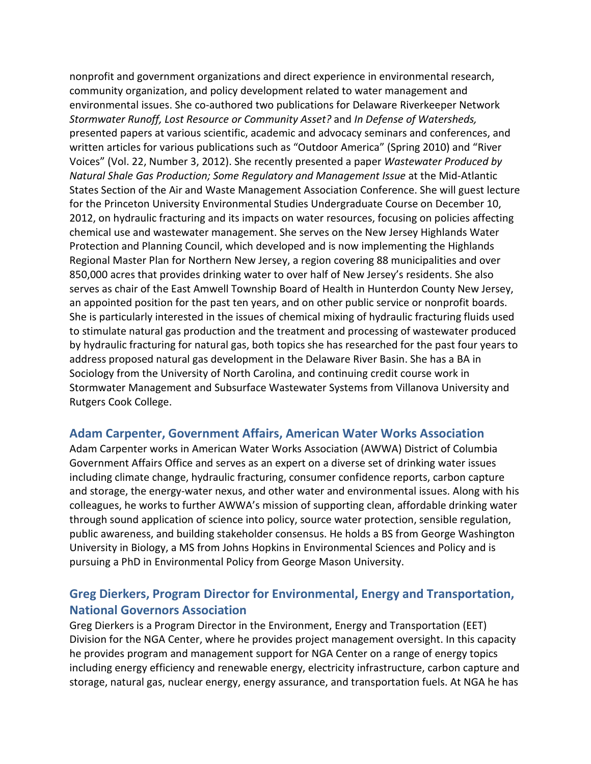nonprofit and government organizations and direct experience in environmental research, community organization, and policy development related to water management and environmental issues. She co-authored two publications for Delaware Riverkeeper Network *Stormwater Runoff, Lost Resource or Community Asset?* and *In Defense of Watersheds,* presented papers at various scientific, academic and advocacy seminars and conferences, and written articles for various publications such as "Outdoor America" (Spring 2010) and "River Voices" (Vol. 22, Number 3, 2012). She recently presented a paper *Wastewater Produced by Natural Shale Gas Production; Some Regulatory and Management Issue* at the Mid-Atlantic States Section of the Air and Waste Management Association Conference. She will guest lecture for the Princeton University Environmental Studies Undergraduate Course on December 10, 2012, on hydraulic fracturing and its impacts on water resources, focusing on policies affecting chemical use and wastewater management. She serves on the New Jersey Highlands Water Protection and Planning Council, which developed and is now implementing the Highlands Regional Master Plan for Northern New Jersey, a region covering 88 municipalities and over 850,000 acres that provides drinking water to over half of New Jersey's residents. She also serves as chair of the East Amwell Township Board of Health in Hunterdon County New Jersey, an appointed position for the past ten years, and on other public service or nonprofit boards. She is particularly interested in the issues of chemical mixing of hydraulic fracturing fluids used to stimulate natural gas production and the treatment and processing of wastewater produced by hydraulic fracturing for natural gas, both topics she has researched for the past four years to address proposed natural gas development in the Delaware River Basin. She has a BA in Sociology from the University of North Carolina, and continuing credit course work in Stormwater Management and Subsurface Wastewater Systems from Villanova University and Rutgers Cook College.

## Adam Carpenter, Government Affairs, American Water Works Association

Adam Carpenter works in American Water Works Association (AWWA) District of Columbia Government Affairs Office and serves as an expert on a diverse set of drinking water issues including climate change, hydraulic fracturing, consumer confidence reports, carbon capture and storage, the energy-water nexus, and other water and environmental issues. Along with his colleagues, he works to further AWWA's mission of supporting clean, affordable drinking water through sound application of science into policy, source water protection, sensible regulation, public awareness, and building stakeholder consensus. He holds a BS from George Washington University in Biology, a MS from Johns Hopkins in Environmental Sciences and Policy and is pursuing a PhD in Environmental Policy from George Mason University.

## Greg Dierkers, Program Director for Environmental, Energy and Transportation, National Governors Association

Greg Dierkers is a Program Director in the Environment, Energy and Transportation (EET) Division for the NGA Center, where he provides project management oversight. In this capacity he provides program and management support for NGA Center on a range of energy topics including energy efficiency and renewable energy, electricity infrastructure, carbon capture and storage, natural gas, nuclear energy, energy assurance, and transportation fuels. At NGA he has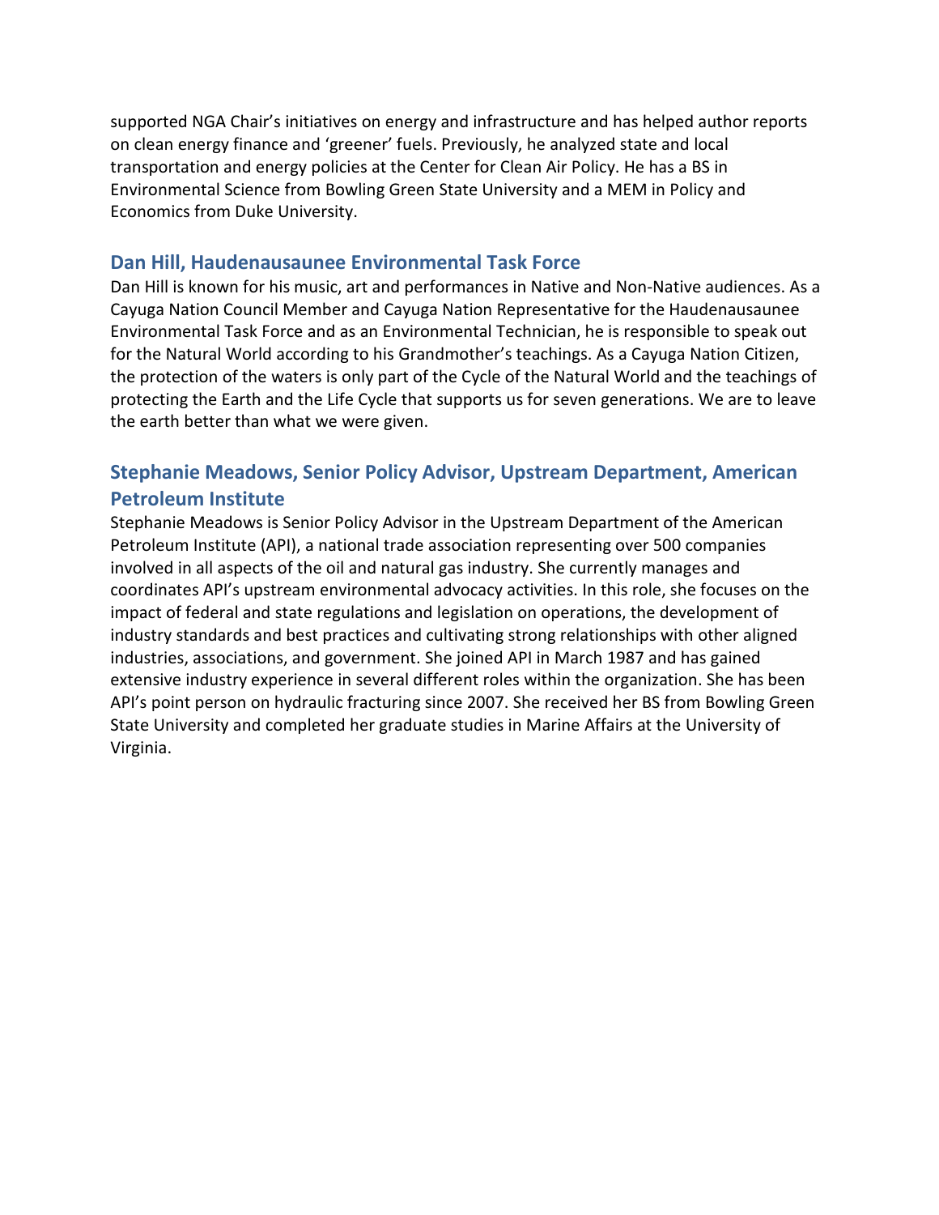supported NGA Chair's initiatives on energy and infrastructure and has helped author reports on clean energy finance and 'greener' fuels. Previously, he analyzed state and local transportation and energy policies at the Center for Clean Air Policy. He has a BS in Environmental Science from Bowling Green State University and a MEM in Policy and Economics from Duke University.

### Dan Hill, Haudenausaunee Environmental Task Force

Dan Hill is known for his music, art and performances in Native and Non-Native audiences. As a Cayuga Nation Council Member and Cayuga Nation Representative for the Haudenausaunee Environmental Task Force and as an Environmental Technician, he is responsible to speak out for the Natural World according to his Grandmother's teachings. As a Cayuga Nation Citizen, the protection of the waters is only part of the Cycle of the Natural World and the teachings of protecting the Earth and the Life Cycle that supports us for seven generations. We are to leave the earth better than what we were given.

### Stephanie Meadows, Senior Policy Advisor, Upstream Department, American Petroleum Institute

Stephanie Meadows is Senior Policy Advisor in the Upstream Department of the American Petroleum Institute (API), a national trade association representing over 500 companies involved in all aspects of the oil and natural gas industry. She currently manages and coordinates API's upstream environmental advocacy activities. In this role, she focuses on the impact of federal and state regulations and legislation on operations, the development of industry standards and best practices and cultivating strong relationships with other aligned industries, associations, and government. She joined API in March 1987 and has gained extensive industry experience in several different roles within the organization. She has been API's point person on hydraulic fracturing since 2007. She received her BS from Bowling Green State University and completed her graduate studies in Marine Affairs at the University of Virginia.